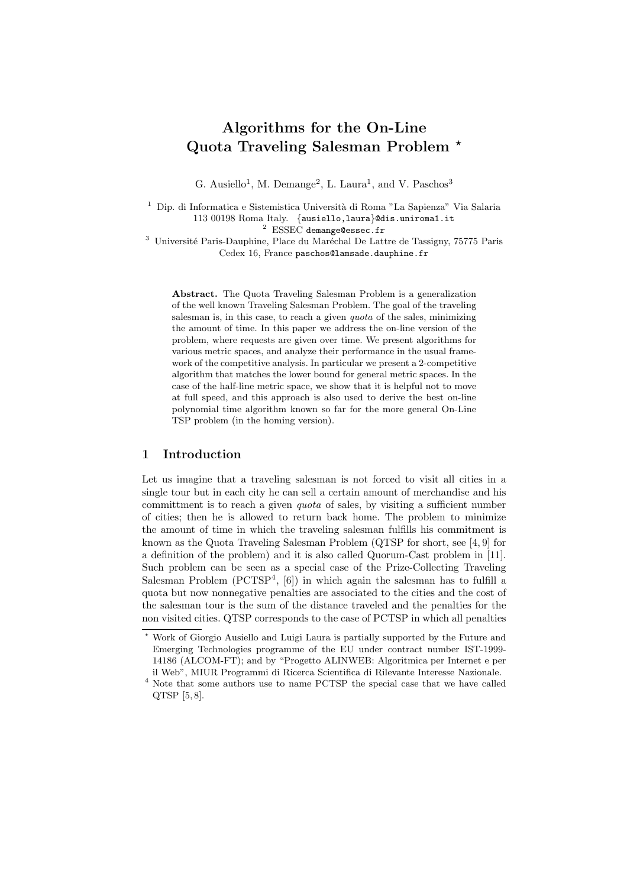# Algorithms for the On-Line Quota Traveling Salesman Problem *

G. Ausiello[1], M. Demange[2], L. Laura[1], and V. Paschos[3]

[1] Dip. di Informatica e Sistemistica Università di Roma "La Sapienza" Via Salaria 113 00198 Roma Italy. {ausiello,laura}@dis.uniroma1.it

[2] ESSEC demange@essec.fr

[3] Université Paris-Dauphine, Place du Maréchal De Lattre de Tassigny, 75775 Paris Cedex 16, France paschos@lamsade.dauphine.fr

**Abstract.** The Quota Traveling Salesman Problem is a generalization of the well known Traveling Salesman Problem. The goal of the traveling salesman is, in this case, to reach a given *quota* of the sales, minimizing the amount of time. In this paper we address the on-line version of the problem, where requests are given over time. We present algorithms for various metric spaces, and analyze their performance in the usual framework of the competitive analysis. In particular we present a 2-competitive algorithm that matches the lower bound for general metric spaces. In the case of the half-line metric space, we show that it is helpful not to move at full speed, and this approach is also used to derive the best on-line polynomial time algorithm known so far for the more general On-Line TSP problem (in the homing version).

## 1 Introduction

Let us imagine that a traveling salesman is not forced to visit all cities in a single tour but in each city he can sell a certain amount of merchandise and his committment is to reach a given *quota* of sales, by visiting a sufficient number of cities; then he is allowed to return back home. The problem to minimize the amount of time in which the traveling salesman fulfills his commitment is known as the Quota Traveling Salesman Problem (QTSP for short, see [4, 9] for a definition of the problem) and it is also called Quorum-Cast problem in [11]. Such problem can be seen as a special case of the Prize-Collecting Traveling Salesman Problem (PCTSP[4], [6]) in which again the salesman has to fulfill a quota but now nonnegative penalties are associated to the cities and the cost of the salesman tour is the sum of the distance traveled and the penalties for the non visited cities. QTSP corresponds to the case of PCTSP in which all penalties

* Work of Giorgio Ausiello and Luigi Laura is partially supported by the Future and Emerging Technologies programme of the EU under contract number IST-1999-14186 (ALCOM-FT); and by "Progetto ALINWEB: Algoritmica per Internet e per il Web", MIUR Programmi di Ricerca Scientifica di Rilevante Interesse Nazionale.

[4] Note that some authors use to name PCTSP the special case that we have called QTSP [5, 8].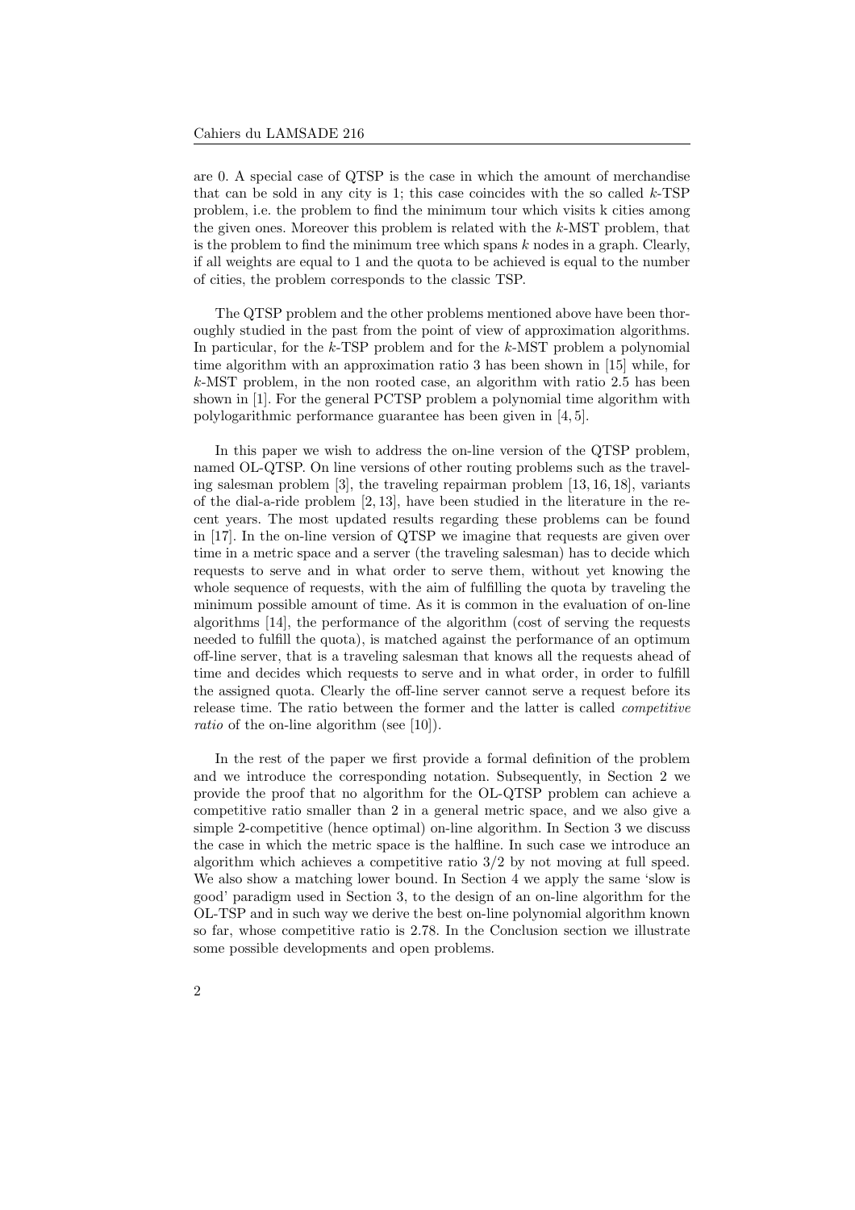are 0. A special case of QTSP is the case in which the amount of merchandise that can be sold in any city is 1; this case coincides with the so called $k$-TSP problem, i.e. the problem to find the minimum tour which visits k cities among the given ones. Moreover this problem is related with the $k$-MST problem, that is the problem to find the minimum tree which spans $k$ nodes in a graph. Clearly, if all weights are equal to 1 and the quota to be achieved is equal to the number of cities, the problem corresponds to the classic TSP.

The QTSP problem and the other problems mentioned above have been thoroughly studied in the past from the point of view of approximation algorithms. In particular, for the $k$-TSP problem and for the $k$-MST problem a polynomial time algorithm with an approximation ratio 3 has been shown in [15] while, for $k$-MST problem, in the non rooted case, an algorithm with ratio 2.5 has been shown in [1]. For the general PCTSP problem a polynomial time algorithm with polylogarithmic performance guarantee has been given in [4, 5].

In this paper we wish to address the on-line version of the QTSP problem, named OL-QTSP. On line versions of other routing problems such as the traveling salesman problem [3], the traveling repairman problem [13, 16, 18], variants of the dial-a-ride problem [2, 13], have been studied in the literature in the recent years. The most updated results regarding these problems can be found in [17]. In the on-line version of QTSP we imagine that requests are given over time in a metric space and a server (the traveling salesman) has to decide which requests to serve and in what order to serve them, without yet knowing the whole sequence of requests, with the aim of fulfilling the quota by traveling the minimum possible amount of time. As it is common in the evaluation of on-line algorithms [14], the performance of the algorithm (cost of serving the requests needed to fulfill the quota), is matched against the performance of an optimum off-line server, that is a traveling salesman that knows all the requests ahead of time and decides which requests to serve and in what order, in order to fulfill the assigned quota. Clearly the off-line server cannot serve a request before its release time. The ratio between the former and the latter is called *competitive ratio* of the on-line algorithm (see [10]).

In the rest of the paper we first provide a formal definition of the problem and we introduce the corresponding notation. Subsequently, in Section 2 we provide the proof that no algorithm for the OL-QTSP problem can achieve a competitive ratio smaller than 2 in a general metric space, and we also give a simple 2-competitive (hence optimal) on-line algorithm. In Section 3 we discuss the case in which the metric space is the halfline. In such case we introduce an algorithm which achieves a competitive ratio $3/2$ by not moving at full speed. We also show a matching lower bound. In Section 4 we apply the same 'slow is good' paradigm used in Section 3, to the design of an on-line algorithm for the OL-TSP and in such way we derive the best on-line polynomial algorithm known so far, whose competitive ratio is 2.78. In the Conclusion section we illustrate some possible developments and open problems.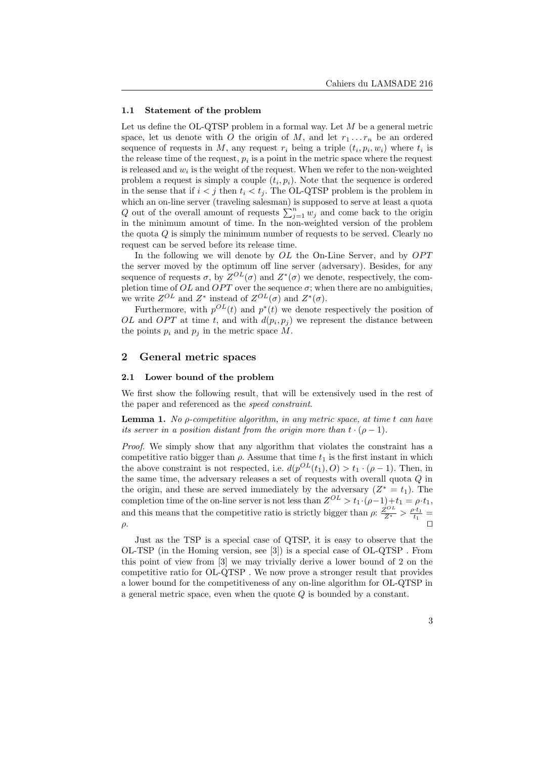### 1.1 Statement of the problem

Let us define the OL-QTSP problem in a formal way. Let $M$ be a general metric space, let us denote with $O$ the origin of $M$, and let $r_1 \dots r_n$ be an ordered sequence of requests in $M$, any request $r_i$ being a triple $(t_i, p_i, w_i)$ where $t_i$ is the release time of the request, $p_i$ is a point in the metric space where the request is released and $w_i$ is the weight of the request. When we refer to the non-weighted problem a request is simply a couple $(t_i, p_i)$. Note that the sequence is ordered in the sense that if $i < j$ then $t_i < t_j$. The OL-QTSP problem is the problem in which an on-line server (traveling salesman) is supposed to serve at least a quota $Q$ out of the overall amount of requests $\sum_{j=1}^{n} w_j$ and come back to the origin in the minimum amount of time. In the non-weighted version of the problem the quota $Q$ is simply the minimum number of requests to be served. Clearly no request can be served before its release time.

In the following we will denote by $OL$ the On-Line Server, and by $OPT$ the server moved by the optimum off line server (adversary). Besides, for any sequence of requests $\sigma$, by $Z^{OL}(\sigma)$ and $Z^*(\sigma)$ we denote, respectively, the completion time of $OL$ and $OPT$ over the sequence $\sigma$; when there are no ambiguities, we write $Z^{OL}$ and $Z^*$ instead of $Z^{OL}(\sigma)$ and $Z^*(\sigma)$.

Furthermore, with $p^{OL}(t)$ and $p^*(t)$ we denote respectively the position of $OL$ and $OPT$ at time $t$, and with $d(p_i, p_j)$ we represent the distance between the points $p_i$ and $p_j$ in the metric space $M$.

## 2 General metric spaces

### 2.1 Lower bound of the problem

We first show the following result, that will be extensively used in the rest of the paper and referenced as the *speed constraint*.

**Lemma 1.** *No $\rho$-competitive algorithm, in any metric space, at time $t$ can have its server in a position distant from the origin more than $t \cdot (\rho - 1)$.*

*Proof.* We simply show that any algorithm that violates the constraint has a competitive ratio bigger than $\rho$. Assume that time $t_1$ is the first instant in which the above constraint is not respected, i.e. $d(p^{OL}(t_1), O) > t_1 \cdot (\rho - 1)$. Then, in the same time, the adversary releases a set of requests with overall quota $Q$ in the origin, and these are served immediately by the adversary ($Z^* = t_1$). The completion time of the on-line server is not less than $Z^{OL} > t_1 \cdot (\rho - 1) + t_1 = \rho \cdot t_1$, and this means that the competitive ratio is strictly bigger than $\rho$: $\frac{Z^{OL}}{Z^*} > \frac{\rho \cdot t_1}{t_1} = \rho$. $\square$

Just as the TSP is a special case of QTSP, it is easy to observe that the OL-TSP (in the Homing version, see [3]) is a special case of OL-QTSP . From this point of view from [3] we may trivially derive a lower bound of 2 on the competitive ratio for OL-QTSP . We now prove a stronger result that provides a lower bound for the competitiveness of any on-line algorithm for OL-QTSP in a general metric space, even when the quote $Q$ is bounded by a constant.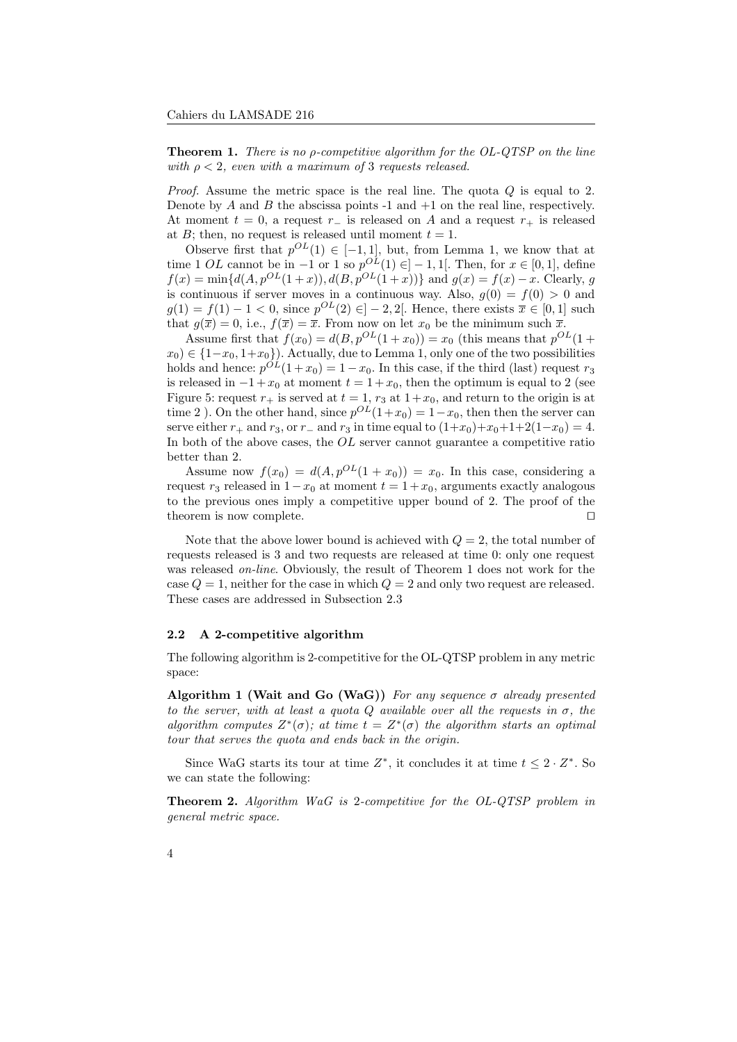**Theorem 1.** *There is no $\rho$-competitive algorithm for the OL-QTSP on the line with $\rho < 2$, even with a maximum of 3 requests released.*

*Proof.* Assume the metric space is the real line. The quota $Q$ is equal to 2. Denote by $A$ and $B$ the abscissa points -1 and +1 on the real line, respectively. At moment $t = 0$, a request $r_-$ is released on $A$ and a request $r_+$ is released at $B$; then, no request is released until moment $t = 1$.

Observe first that $p^{OL}(1) \in [-1, 1]$, but, from Lemma 1, we know that at time 1 $OL$ cannot be in $-1$ or 1 so $p^{OL}(1) \in ]-1, 1[$. Then, for $x \in [0, 1]$, define $f(x) = \min\{d(A, p^{OL}(1+x)), d(B, p^{OL}(1+x))\}$ and $g(x) = f(x) - x$. Clearly, $g$ is continuous if server moves in a continuous way. Also, $g(0) = f(0) > 0$ and $g(1) = f(1) - 1 < 0$, since $p^{OL}(2) \in ]-2, 2[$. Hence, there exists $\overline{x} \in [0, 1]$ such that $g(\overline{x}) = 0$, i.e., $f(\overline{x}) = \overline{x}$. From now on let $x_0$ be the minimum such $\overline{x}$.

Assume first that $f(x_0) = d(B, p^{OL}(1 + x_0)) = x_0$ (this means that $p^{OL}(1 + x_0) \in \{1-x_0, 1+x_0\}$). Actually, due to Lemma 1, only one of the two possibilities holds and hence: $p^{OL}(1+x_0) = 1-x_0$. In this case, if the third (last) request $r_3$ is released in $-1+x_0$ at moment $t = 1+x_0$, then the optimum is equal to 2 (see Figure 5: request $r_+$ is served at $t = 1$, $r_3$ at $1+x_0$, and return to the origin is at time 2 ). On the other hand, since $p^{OL}(1+x_0) = 1-x_0$, then then the server can serve either $r_+$ and $r_3$, or $r_-$ and $r_3$ in time equal to $(1+x_0)+x_0+1+2(1-x_0) = 4$. In both of the above cases, the $OL$ server cannot guarantee a competitive ratio better than 2.

Assume now $f(x_0) = d(A, p^{OL}(1 + x_0)) = x_0$. In this case, considering a request $r_3$ released in $1-x_0$ at moment $t = 1+x_0$, arguments exactly analogous to the previous ones imply a competitive upper bound of 2. The proof of the theorem is now complete. $\square$

Note that the above lower bound is achieved with $Q = 2$, the total number of requests released is 3 and two requests are released at time 0: only one request was released *on-line*. Obviously, the result of Theorem 1 does not work for the case $Q = 1$, neither for the case in which $Q = 2$ and only two request are released. These cases are addressed in Subsection 2.3

### 2.2 A 2-competitive algorithm

The following algorithm is 2-competitive for the OL-QTSP problem in any metric space:

**Algorithm 1 (Wait and Go (WaG))** *For any sequence $\sigma$ already presented to the server, with at least a quota $Q$ available over all the requests in $\sigma$, the algorithm computes $Z^*(\sigma)$; at time $t = Z^*(\sigma)$ the algorithm starts an optimal tour that serves the quota and ends back in the origin.*

Since WaG starts its tour at time $Z^*$, it concludes it at time $t \leq 2 \cdot Z^*$. So we can state the following:

**Theorem 2.** *Algorithm WaG is 2-competitive for the OL-QTSP problem in general metric space.*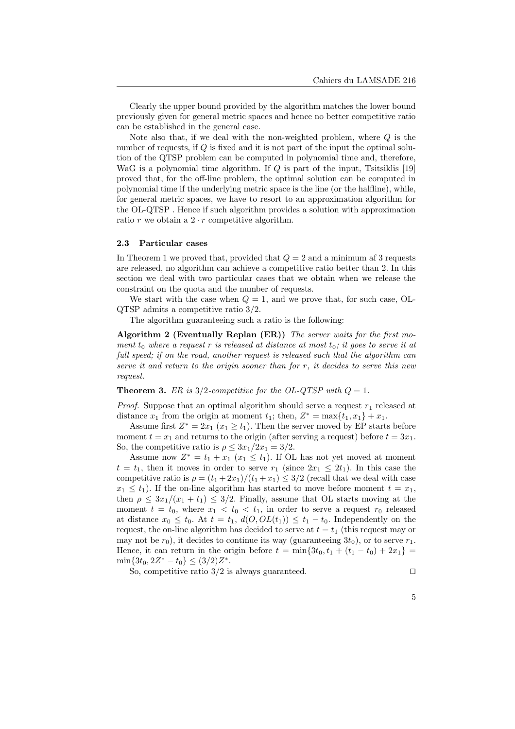Clearly the upper bound provided by the algorithm matches the lower bound previously given for general metric spaces and hence no better competitive ratio can be established in the general case.

Note also that, if we deal with the non-weighted problem, where $Q$ is the number of requests, if $Q$ is fixed and it is not part of the input the optimal solution of the QTSP problem can be computed in polynomial time and, therefore, WaG is a polynomial time algorithm. If $Q$ is part of the input, Tsitsiklis [19] proved that, for the off-line problem, the optimal solution can be computed in polynomial time if the underlying metric space is the line (or the halfline), while, for general metric spaces, we have to resort to an approximation algorithm for the OL-QTSP . Hence if such algorithm provides a solution with approximation ratio $r$ we obtain a $2 \cdot r$ competitive algorithm.

### 2.3 Particular cases

In Theorem 1 we proved that, provided that $Q = 2$ and a minimum af 3 requests are released, no algorithm can achieve a competitive ratio better than 2. In this section we deal with two particular cases that we obtain when we release the constraint on the quota and the number of requests.

We start with the case when $Q = 1$, and we prove that, for such case, OL-QTSP admits a competitive ratio 3/2.

The algorithm guaranteeing such a ratio is the following:

**Algorithm 2 (Eventually Replan (ER))** *The server waits for the first moment $t_0$ where a request $r$ is released at distance at most $t_0$; it goes to serve it at full speed; if on the road, another request is released such that the algorithm can serve it and return to the origin sooner than for $r$, it decides to serve this new request.*

**Theorem 3.** *ER is 3/2-competitive for the OL-QTSP with $Q = 1$.*

*Proof.* Suppose that an optimal algorithm should serve a request $r_1$ released at distance $x_1$ from the origin at moment $t_1$; then, $Z^* = \max\{t_1, x_1\} + x_1$.

Assume first $Z^* = 2x_1$ ($x_1 \geq t_1$). Then the server moved by EP starts before moment $t = x_1$ and returns to the origin (after serving a request) before $t = 3x_1$. So, the competitive ratio is $\rho \leq 3x_1/2x_1 = 3/2$.

Assume now $Z^* = t_1 + x_1$ ($x_1 \leq t_1$). If OL has not yet moved at moment $t = t_1$, then it moves in order to serve $r_1$ (since $2x_1 \leq 2t_1$). In this case the competitive ratio is $\rho = (t_1 + 2x_1)/(t_1 + x_1) \leq 3/2$ (recall that we deal with case $x_1 \leq t_1$). If the on-line algorithm has started to move before moment $t = x_1$, then $\rho \leq 3x_1/(x_1 + t_1) \leq 3/2$. Finally, assume that OL starts moving at the moment $t = t_0$, where $x_1 < t_0 < t_1$, in order to serve a request $r_0$ released at distance $x_0 \leq t_0$. At $t = t_1$, $d(O, OL(t_1)) \leq t_1 - t_0$. Independently on the request, the on-line algorithm has decided to serve at $t = t_1$ (this request may or may not be $r_0$), it decides to continue its way (guaranteeing $3t_0$), or to serve $r_1$. Hence, it can return in the origin before $t = \min\{3t_0, t_1 + (t_1 - t_0) + 2x_1\} = \min\{3t_0, 2Z^* - t_0\} \leq (3/2)Z^*$.

So, competitive ratio 3/2 is always guaranteed. □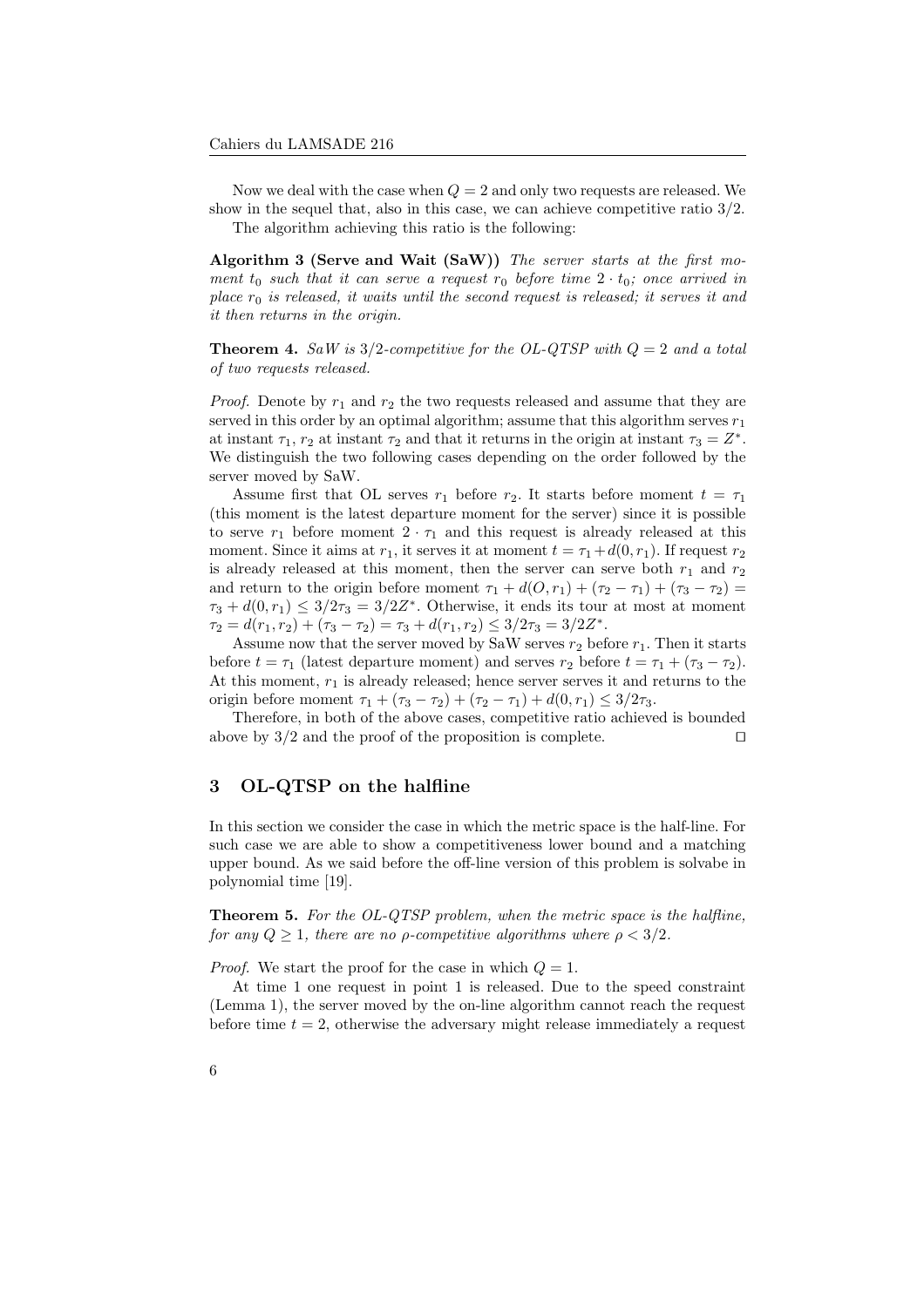Now we deal with the case when $Q = 2$ and only two requests are released. We show in the sequel that, also in this case, we can achieve competitive ratio $3/2$.

The algorithm achieving this ratio is the following:

**Algorithm 3 (Serve and Wait (SaW))** *The server starts at the first moment $t_0$ such that it can serve a request $r_0$ before time $2 \cdot t_0$; once arrived in place $r_0$ is released, it waits until the second request is released; it serves it and it then returns in the origin.*

**Theorem 4.** *SaW is 3/2-competitive for the OL-QTSP with $Q = 2$ and a total of two requests released.*

*Proof.* Denote by $r_1$ and $r_2$ the two requests released and assume that they are served in this order by an optimal algorithm; assume that this algorithm serves $r_1$ at instant $\tau_1$, $r_2$ at instant $\tau_2$ and that it returns in the origin at instant $\tau_3 = Z^*$. We distinguish the two following cases depending on the order followed by the server moved by SaW.

Assume first that OL serves $r_1$ before $r_2$. It starts before moment $t = \tau_1$ (this moment is the latest departure moment for the server) since it is possible to serve $r_1$ before moment $2 \cdot \tau_1$ and this request is already released at this moment. Since it aims at $r_1$, it serves it at moment $t = \tau_1 + d(0, r_1)$. If request $r_2$ is already released at this moment, then the server can serve both $r_1$ and $r_2$ and return to the origin before moment $\tau_1 + d(O, r_1) + (\tau_2 - \tau_1) + (\tau_3 - \tau_2) = \tau_3 + d(0, r_1) \leq 3/2\tau_3 = 3/2Z^*$. Otherwise, it ends its tour at most at moment $\tau_2 = d(r_1, r_2) + (\tau_3 - \tau_2) = \tau_3 + d(r_1, r_2) \leq 3/2\tau_3 = 3/2Z^*$.

Assume now that the server moved by SaW serves $r_2$ before $r_1$. Then it starts before $t = \tau_1$ (latest departure moment) and serves $r_2$ before $t = \tau_1 + (\tau_3 - \tau_2)$. At this moment, $r_1$ is already released; hence server serves it and returns to the origin before moment $\tau_1 + (\tau_3 - \tau_2) + (\tau_2 - \tau_1) + d(0, r_1) \leq 3/2\tau_3$.

Therefore, in both of the above cases, competitive ratio achieved is bounded above by $3/2$ and the proof of the proposition is complete. ⊓⊔

## 3 OL-QTSP on the halfline

In this section we consider the case in which the metric space is the half-line. For such case we are able to show a competitiveness lower bound and a matching upper bound. As we said before the off-line version of this problem is solvabe in polynomial time [19].

**Theorem 5.** *For the OL-QTSP problem, when the metric space is the halfline, for any $Q \geq 1$, there are no $\rho$-competitive algorithms where $\rho < 3/2$.*

*Proof.* We start the proof for the case in which $Q = 1$.

At time 1 one request in point 1 is released. Due to the speed constraint (Lemma 1), the server moved by the on-line algorithm cannot reach the request before time $t = 2$, otherwise the adversary might release immediately a request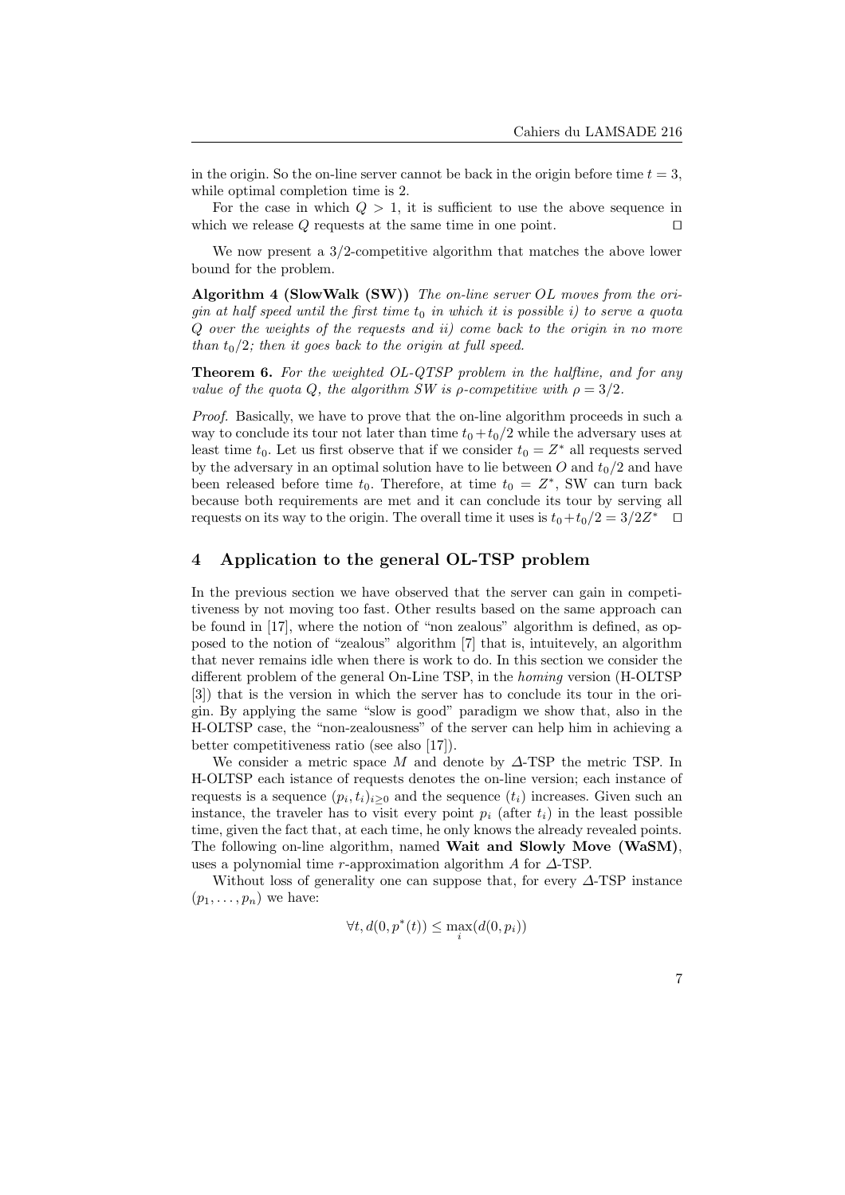in the origin. So the on-line server cannot be back in the origin before time $t = 3$, while optimal completion time is 2.

For the case in which $Q > 1$, it is sufficient to use the above sequence in which we release $Q$ requests at the same time in one point. $\square$

We now present a 3/2-competitive algorithm that matches the above lower bound for the problem.

**Algorithm 4 (SlowWalk (SW))** *The on-line server OL moves from the origin at half speed until the first time $t_0$ in which it is possible i) to serve a quota $Q$ over the weights of the requests and ii) come back to the origin in no more than $t_0/2$; then it goes back to the origin at full speed.*

**Theorem 6.** *For the weighted OL-QTSP problem in the halfline, and for any value of the quota $Q$, the algorithm SW is $\rho$-competitive with $\rho = 3/2$.*

*Proof.* Basically, we have to prove that the on-line algorithm proceeds in such a way to conclude its tour not later than time $t_0 + t_0/2$ while the adversary uses at least time $t_0$. Let us first observe that if we consider $t_0 = Z^*$ all requests served by the adversary in an optimal solution have to lie between $O$ and $t_0/2$ and have been released before time $t_0$. Therefore, at time $t_0 = Z^*$, SW can turn back because both requirements are met and it can conclude its tour by serving all requests on its way to the origin. The overall time it uses is $t_0 + t_0/2 = 3/2Z^*$ $\square$

## 4 Application to the general OL-TSP problem

In the previous section we have observed that the server can gain in competitiveness by not moving too fast. Other results based on the same approach can be found in [17], where the notion of "non zealous" algorithm is defined, as opposed to the notion of "zealous" algorithm [7] that is, intuitevely, an algorithm that never remains idle when there is work to do. In this section we consider the different problem of the general On-Line TSP, in the *homing* version (H-OLTSP [3]) that is the version in which the server has to conclude its tour in the origin. By applying the same "slow is good" paradigm we show that, also in the H-OLTSP case, the "non-zealousness" of the server can help him in achieving a better competitiveness ratio (see also [17]).

We consider a metric space $M$ and denote by $\Delta$-TSP the metric TSP. In H-OLTSP each istance of requests denotes the on-line version; each instance of requests is a sequence $(p_i, t_i)_{i \geq 0}$ and the sequence $(t_i)$ increases. Given such an instance, the traveler has to visit every point $p_i$ (after $t_i$) in the least possible time, given the fact that, at each time, he only knows the already revealed points. The following on-line algorithm, named **Wait and Slowly Move (WaSM)**, uses a polynomial time $r$-approximation algorithm $A$ for $\Delta$-TSP.

Without loss of generality one can suppose that, for every $\Delta$-TSP instance $(p_1, \ldots, p_n)$ we have:

$$\forall t, d(0, p^*(t)) \leq \max_i (d(0, p_i))$$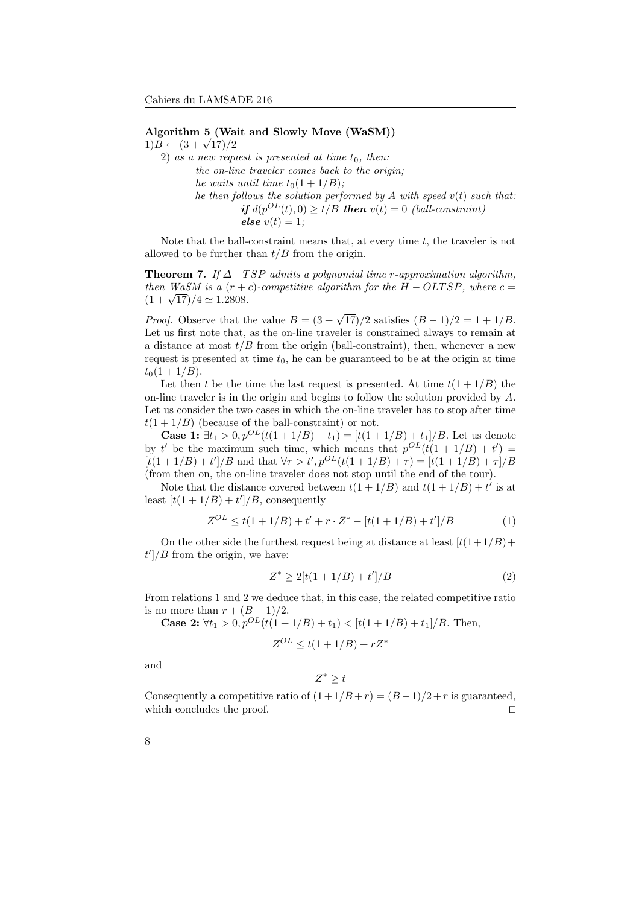**Algorithm 5 (Wait and Slowly Move (WaSM))**

1)$B \leftarrow (3+\sqrt{17})/2$

2) *as a new request is presented at time $t_0$, then:*

*the on-line traveler comes back to the origin;*

*he waits until time $t_0(1+1/B)$;*

*he then follows the solution performed by $A$ with speed $v(t)$ such that:*

***if** $d(p^{OL}(t), 0) \geq t/B$ **then** $v(t) = 0$ (ball-constraint)*

***else** $v(t) = 1$;*

Note that the ball-constraint means that, at every time $t$, the traveler is not allowed to be further than $t/B$ from the origin.

**Theorem 7.** *If $\Delta - TSP$ admits a polynomial time $r$-approximation algorithm, then WaSM is a $(r+c)$-competitive algorithm for the $H-OLTSP$, where $c = (1+\sqrt{17})/4 \simeq 1.2808$.*

*Proof.* Observe that the value $B = (3+\sqrt{17})/2$ satisfies $(B-1)/2 = 1+1/B$. Let us first note that, as the on-line traveler is constrained always to remain at a distance at most $t/B$ from the origin (ball-constraint), then, whenever a new request is presented at time $t_0$, he can be guaranteed to be at the origin at time $t_0(1+1/B)$.

Let then $t$ be the time the last request is presented. At time $t(1+1/B)$ the on-line traveler is in the origin and begins to follow the solution provided by $A$. Let us consider the two cases in which the on-line traveler has to stop after time $t(1+1/B)$ (because of the ball-constraint) or not.

**Case 1:** $\exists t_1 > 0, p^{OL}(t(1+1/B)+t_1) = [t(1+1/B)+t_1]/B$. Let us denote by $t'$ be the maximum such time, which means that $p^{OL}(t(1+1/B)+t') = [t(1+1/B)+t']/B$ and that $\forall \tau > t', p^{OL}(t(1+1/B)+\tau) = [t(1+1/B)+\tau]/B$ (from then on, the on-line traveler does not stop until the end of the tour).

Note that the distance covered between $t(1+1/B)$ and $t(1+1/B)+t'$ is at least $[t(1+1/B)+t']/B$, consequently

$$Z^{OL} \leq t(1+1/B) + t' + r \cdot Z^* - [t(1+1/B)+t']/B \quad (1)$$

On the other side the furthest request being at distance at least $[t(1+1/B)+t']/B$ from the origin, we have:

$$Z^* \geq 2[t(1+1/B)+t']/B \quad (2)$$

From relations 1 and 2 we deduce that, in this case, the related competitive ratio is no more than $r + (B-1)/2$.

**Case 2:** $\forall t_1 > 0, p^{OL}(t(1+1/B)+t_1) < [t(1+1/B)+t_1]/B$. Then,

$$Z^{OL} \leq t(1+1/B) + rZ^*$$

and

$$Z^* \geq t$$

Consequently a competitive ratio of $(1+1/B+r) = (B-1)/2 + r$ is guaranteed, which concludes the proof. ☐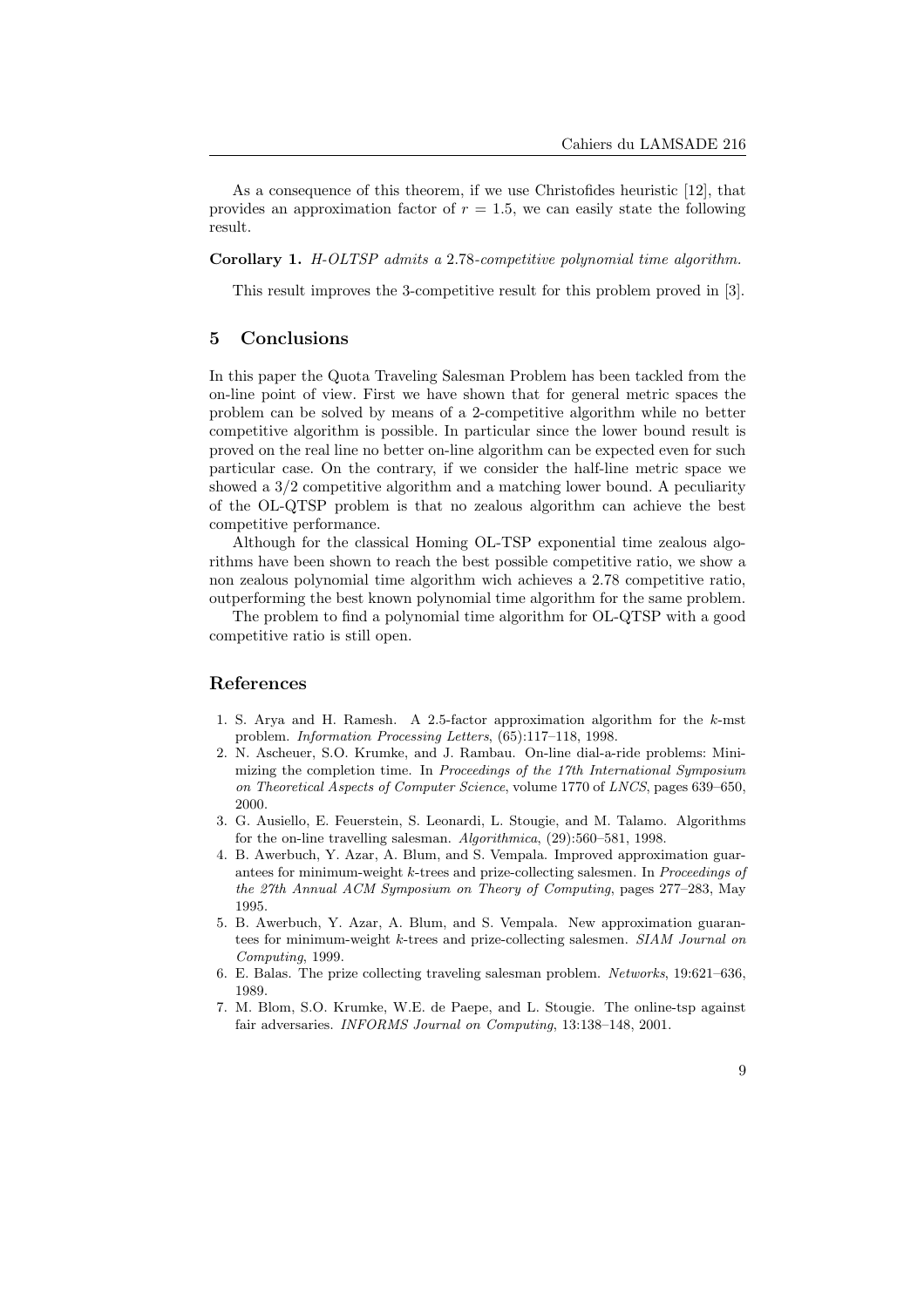As a consequence of this theorem, if we use Christofides heuristic [12], that provides an approximation factor of $r = 1.5$, we can easily state the following result.

**Corollary 1.** *H-OLTSP admits a* 2.78*-competitive polynomial time algorithm.*

This result improves the 3-competitive result for this problem proved in [3].

## 5 Conclusions

In this paper the Quota Traveling Salesman Problem has been tackled from the on-line point of view. First we have shown that for general metric spaces the problem can be solved by means of a 2-competitive algorithm while no better competitive algorithm is possible. In particular since the lower bound result is proved on the real line no better on-line algorithm can be expected even for such particular case. On the contrary, if we consider the half-line metric space we showed a 3/2 competitive algorithm and a matching lower bound. A peculiarity of the OL-QTSP problem is that no zealous algorithm can achieve the best competitive performance.

Although for the classical Homing OL-TSP exponential time zealous algorithms have been shown to reach the best possible competitive ratio, we show a non zealous polynomial time algorithm wich achieves a 2.78 competitive ratio, outperforming the best known polynomial time algorithm for the same problem.

The problem to find a polynomial time algorithm for OL-QTSP with a good competitive ratio is still open.

## References

1. S. Arya and H. Ramesh. A 2.5-factor approximation algorithm for the $k$-mst problem. *Information Processing Letters*, (65):117–118, 1998.
2. N. Ascheuer, S.O. Krumke, and J. Rambau. On-line dial-a-ride problems: Minimizing the completion time. In *Proceedings of the 17th International Symposium on Theoretical Aspects of Computer Science*, volume 1770 of *LNCS*, pages 639–650, 2000.
3. G. Ausiello, E. Feuerstein, S. Leonardi, L. Stougie, and M. Talamo. Algorithms for the on-line travelling salesman. *Algorithmica*, (29):560–581, 1998.
4. B. Awerbuch, Y. Azar, A. Blum, and S. Vempala. Improved approximation guarantees for minimum-weight $k$-trees and prize-collecting salesmen. In *Proceedings of the 27th Annual ACM Symposium on Theory of Computing*, pages 277–283, May 1995.
5. B. Awerbuch, Y. Azar, A. Blum, and S. Vempala. New approximation guarantees for minimum-weight $k$-trees and prize-collecting salesmen. *SIAM Journal on Computing*, 1999.
6. E. Balas. The prize collecting traveling salesman problem. *Networks*, 19:621–636, 1989.
7. M. Blom, S.O. Krumke, W.E. de Paepe, and L. Stougie. The online-tsp against fair adversaries. *INFORMS Journal on Computing*, 13:138–148, 2001.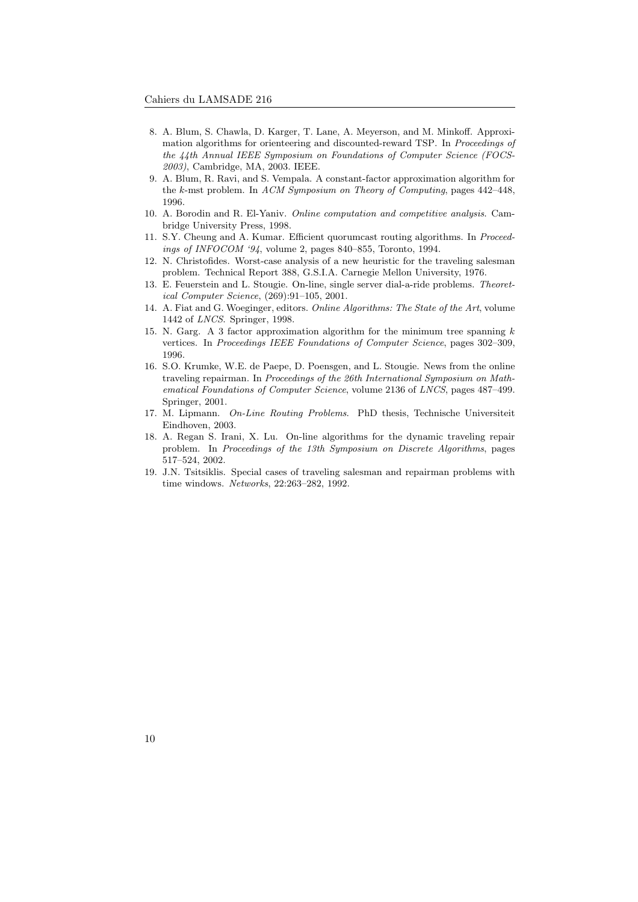8. A. Blum, S. Chawla, D. Karger, T. Lane, A. Meyerson, and M. Minkoff. Approximation algorithms for orienteering and discounted-reward TSP. In *Proceedings of the 44th Annual IEEE Symposium on Foundations of Computer Science (FOCS-2003)*, Cambridge, MA, 2003. IEEE.
9. A. Blum, R. Ravi, and S. Vempala. A constant-factor approximation algorithm for the $k$-mst problem. In *ACM Symposium on Theory of Computing*, pages 442–448, 1996.
10. A. Borodin and R. El-Yaniv. *Online computation and competitive analysis*. Cambridge University Press, 1998.
11. S.Y. Cheung and A. Kumar. Efficient quorumcast routing algorithms. In *Proceedings of INFOCOM '94*, volume 2, pages 840–855, Toronto, 1994.
12. N. Christofides. Worst-case analysis of a new heuristic for the traveling salesman problem. Technical Report 388, G.S.I.A. Carnegie Mellon University, 1976.
13. E. Feuerstein and L. Stougie. On-line, single server dial-a-ride problems. *Theoretical Computer Science*, (269):91–105, 2001.
14. A. Fiat and G. Woeginger, editors. *Online Algorithms: The State of the Art*, volume 1442 of *LNCS*. Springer, 1998.
15. N. Garg. A 3 factor approximation algorithm for the minimum tree spanning $k$ vertices. In *Proceedings IEEE Foundations of Computer Science*, pages 302–309, 1996.
16. S.O. Krumke, W.E. de Paepe, D. Poensgen, and L. Stougie. News from the online traveling repairman. In *Proceedings of the 26th International Symposium on Mathematical Foundations of Computer Science*, volume 2136 of *LNCS*, pages 487–499. Springer, 2001.
17. M. Lipmann. *On-Line Routing Problems*. PhD thesis, Technische Universiteit Eindhoven, 2003.
18. A. Regan S. Irani, X. Lu. On-line algorithms for the dynamic traveling repair problem. In *Proceedings of the 13th Symposium on Discrete Algorithms*, pages 517–524, 2002.
19. J.N. Tsitsiklis. Special cases of traveling salesman and repairman problems with time windows. *Networks*, 22:263–282, 1992.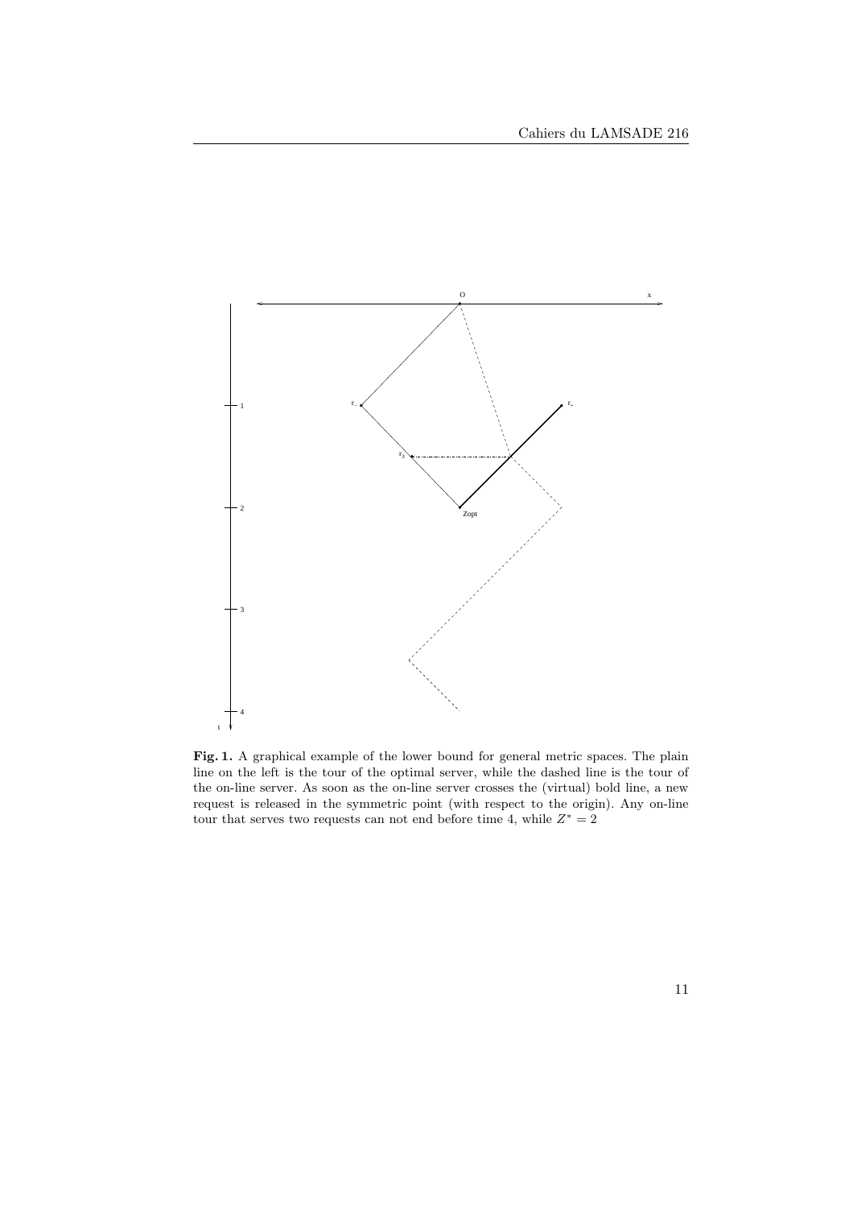O

x

1

2

3

4

t

$r_-$

$r_+$

$r_3$

Zopt

**Fig. 1.** A graphical example of the lower bound for general metric spaces. The plain line on the left is the tour of the optimal server, while the dashed line is the tour of the on-line server. As soon as the on-line server crosses the (virtual) bold line, a new request is released in the symmetric point (with respect to the origin). Any on-line tour that serves two requests can not end before time 4, while $Z^* = 2$